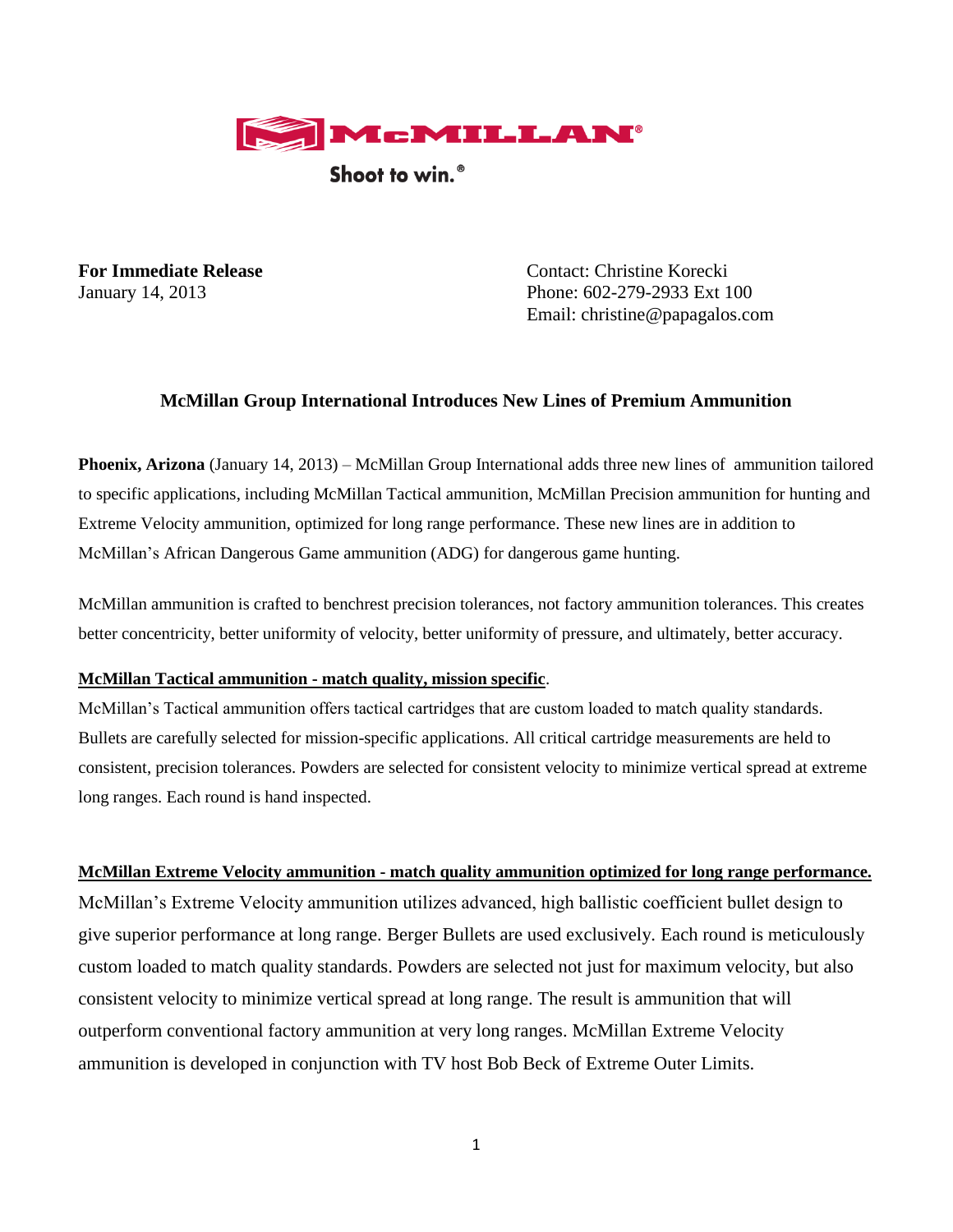McMILLAN®

Shoot to win.®

**For Immediate Release**
January 14, 2013

Contact: Christine Korecki
Phone: 602-279-2933 Ext 100
Email: christine@papagalos.com

## McMillan Group International Introduces New Lines of Premium Ammunition

**Phoenix, Arizona** (January 14, 2013) – McMillan Group International adds three new lines of ammunition tailored to specific applications, including McMillan Tactical ammunition, McMillan Precision ammunition for hunting and Extreme Velocity ammunition, optimized for long range performance. These new lines are in addition to McMillan's African Dangerous Game ammunition (ADG) for dangerous game hunting.

McMillan ammunition is crafted to benchrest precision tolerances, not factory ammunition tolerances. This creates better concentricity, better uniformity of velocity, better uniformity of pressure, and ultimately, better accuracy.

**McMillan Tactical ammunition - match quality, mission specific**.

McMillan's Tactical ammunition offers tactical cartridges that are custom loaded to match quality standards. Bullets are carefully selected for mission-specific applications. All critical cartridge measurements are held to consistent, precision tolerances. Powders are selected for consistent velocity to minimize vertical spread at extreme long ranges. Each round is hand inspected.

**McMillan Extreme Velocity ammunition - match quality ammunition optimized for long range performance.**

McMillan's Extreme Velocity ammunition utilizes advanced, high ballistic coefficient bullet design to give superior performance at long range. Berger Bullets are used exclusively. Each round is meticulously custom loaded to match quality standards. Powders are selected not just for maximum velocity, but also consistent velocity to minimize vertical spread at long range. The result is ammunition that will outperform conventional factory ammunition at very long ranges. McMillan Extreme Velocity ammunition is developed in conjunction with TV host Bob Beck of Extreme Outer Limits.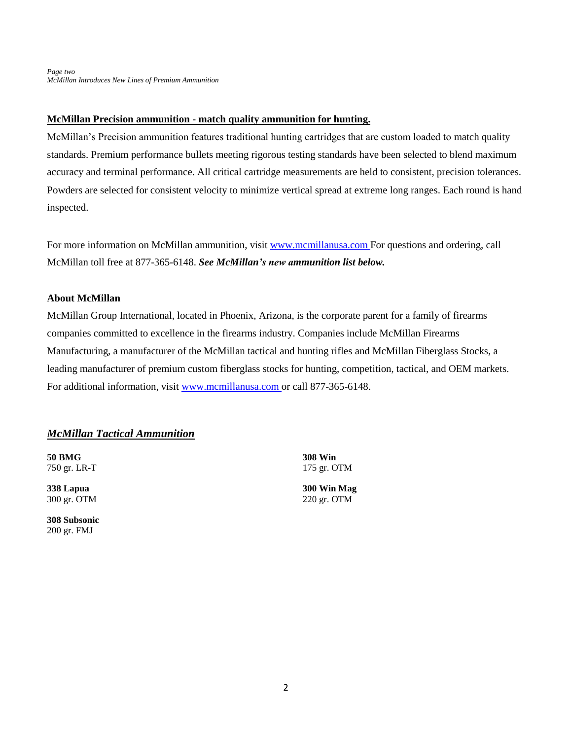**McMillan Precision ammunition - match quality ammunition for hunting.**

McMillan's Precision ammunition features traditional hunting cartridges that are custom loaded to match quality standards. Premium performance bullets meeting rigorous testing standards have been selected to blend maximum accuracy and terminal performance. All critical cartridge measurements are held to consistent, precision tolerances. Powders are selected for consistent velocity to minimize vertical spread at extreme long ranges. Each round is hand inspected.

For more information on McMillan ammunition, visit www.mcmillanusa.com For questions and ordering, call McMillan toll free at 877-365-6148. ***See McMillan's new ammunition list below.***

**About McMillan**

McMillan Group International, located in Phoenix, Arizona, is the corporate parent for a family of firearms companies committed to excellence in the firearms industry. Companies include McMillan Firearms Manufacturing, a manufacturer of the McMillan tactical and hunting rifles and McMillan Fiberglass Stocks, a leading manufacturer of premium custom fiberglass stocks for hunting, competition, tactical, and OEM markets. For additional information, visit www.mcmillanusa.com or call 877-365-6148.

## *McMillan Tactical Ammunition*

**50 BMG**
750 gr. LR-T

**338 Lapua**
300 gr. OTM

**308 Subsonic**
200 gr. FMJ

**308 Win**
175 gr. OTM

**300 Win Mag**
220 gr. OTM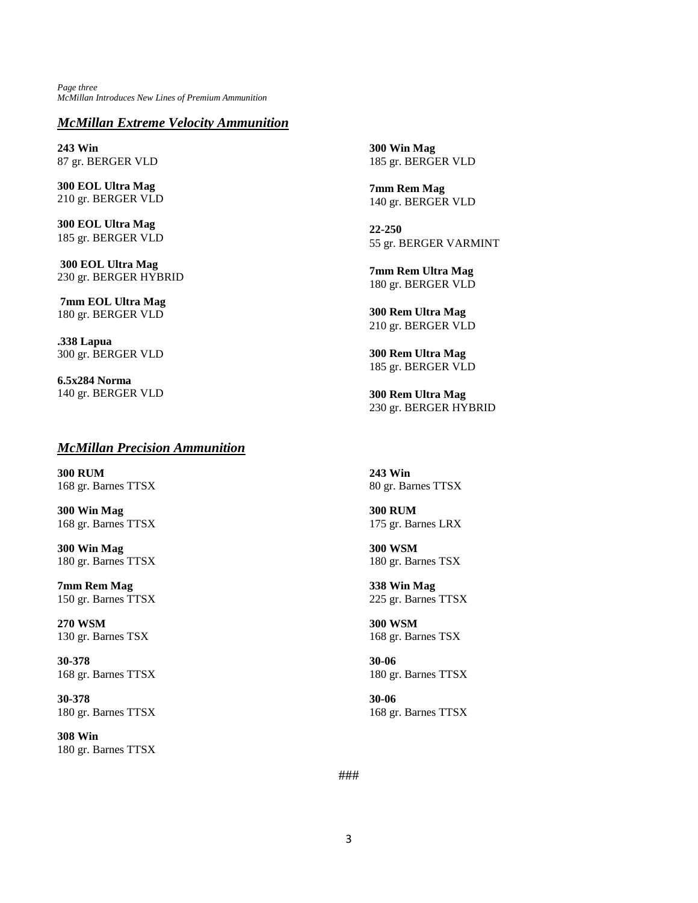## *McMillan Extreme Velocity Ammunition*

**243 Win**
87 gr. BERGER VLD

**300 EOL Ultra Mag**
210 gr. BERGER VLD

**300 EOL Ultra Mag**
185 gr. BERGER VLD

**300 EOL Ultra Mag**
230 gr. BERGER HYBRID

**7mm EOL Ultra Mag**
180 gr. BERGER VLD

**.338 Lapua**
300 gr. BERGER VLD

**6.5x284 Norma**
140 gr. BERGER VLD

**300 Win Mag**
185 gr. BERGER VLD

**7mm Rem Mag**
140 gr. BERGER VLD

**22-250**
55 gr. BERGER VARMINT

**7mm Rem Ultra Mag**
180 gr. BERGER VLD

**300 Rem Ultra Mag**
210 gr. BERGER VLD

**300 Rem Ultra Mag**
185 gr. BERGER VLD

**300 Rem Ultra Mag**
230 gr. BERGER HYBRID

## *McMillan Precision Ammunition*

**300 RUM**
168 gr. Barnes TTSX

**300 Win Mag**
168 gr. Barnes TTSX

**300 Win Mag**
180 gr. Barnes TTSX

**7mm Rem Mag**
150 gr. Barnes TTSX

**270 WSM**
130 gr. Barnes TSX

**30-378**
168 gr. Barnes TTSX

**30-378**
180 gr. Barnes TTSX

**308 Win**
180 gr. Barnes TTSX

**243 Win**
80 gr. Barnes TTSX

**300 RUM**
175 gr. Barnes LRX

**300 WSM**
180 gr. Barnes TSX

**338 Win Mag**
225 gr. Barnes TTSX

**300 WSM**
168 gr. Barnes TSX

**30-06**
180 gr. Barnes TTSX

**30-06**
168 gr. Barnes TTSX

###